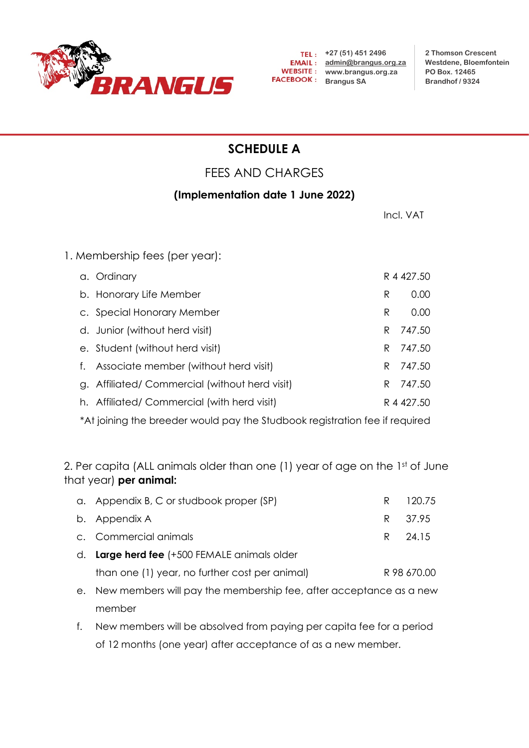TEL : +27 (51) 451 2496
EMAIL : admin@brangus.org.za
WEBSITE : www.brangus.org.za
FACEBOOK : Brangus SA

2 Thomson Crescent
Westdene, Bloemfontein
PO Box. 12465
Brandhof / 9324

# SCHEDULE A

## FEES AND CHARGES

**(Implementation date 1 June 2022)**

| | Incl. VAT |
|---|---|
| **1. Membership fees (per year):** | |
| a. Ordinary | R 4 427.50 |
| b. Honorary Life Member | R 0.00 |
| c. Special Honorary Member | R 0.00 |
| d. Junior (without herd visit) | R 747.50 |
| e. Student (without herd visit) | R 747.50 |
| f. Associate member (without herd visit) | R 747.50 |
| g. Affiliated/ Commercial (without herd visit) | R 747.50 |
| h. Affiliated/ Commercial (with herd visit) | R 4 427.50 |

*At joining the breeder would pay the Studbook registration fee if required

2. Per capita (ALL animals older than one (1) year of age on the 1st of June that year) **per animal:**

| | |
|---|---|
| a. Appendix B, C or studbook proper (SP) | R 120.75 |
| b. Appendix A | R 37.95 |
| c. Commercial animals | R 24.15 |
| d. **Large herd fee** (+500 FEMALE animals older than one (1) year, no further cost per animal) | R 98 670.00 |

e. New members will pay the membership fee, after acceptance as a new member

f. New members will be absolved from paying per capita fee for a period of 12 months (one year) after acceptance of as a new member.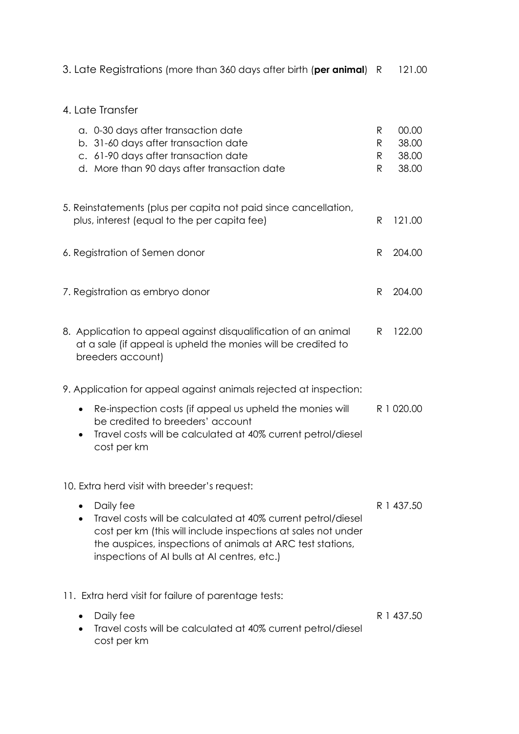3. Late Registrations (more than 360 days after birth (**per animal**) R 121.00

4. Late Transfer

a. 0-30 days after transaction date R 00.00
b. 31-60 days after transaction date R 38.00
c. 61-90 days after transaction date R 38.00
d. More than 90 days after transaction date R 38.00

5. Reinstatements (plus per capita not paid since cancellation, plus, interest (equal to the per capita fee) R 121.00

6. Registration of Semen donor R 204.00

7. Registration as embryo donor R 204.00

8. Application to appeal against disqualification of an animal at a sale (if appeal is upheld the monies will be credited to breeders account) R 122.00

9. Application for appeal against animals rejected at inspection:

- Re-inspection costs (if appeal us upheld the monies will be credited to breeders' account R 1 020.00
- Travel costs will be calculated at 40% current petrol/diesel cost per km

10. Extra herd visit with breeder's request:

- Daily fee R 1 437.50
- Travel costs will be calculated at 40% current petrol/diesel cost per km (this will include inspections at sales not under the auspices, inspections of animals at ARC test stations, inspections of AI bulls at AI centres, etc.)

11. Extra herd visit for failure of parentage tests:

- Daily fee R 1 437.50
- Travel costs will be calculated at 40% current petrol/diesel cost per km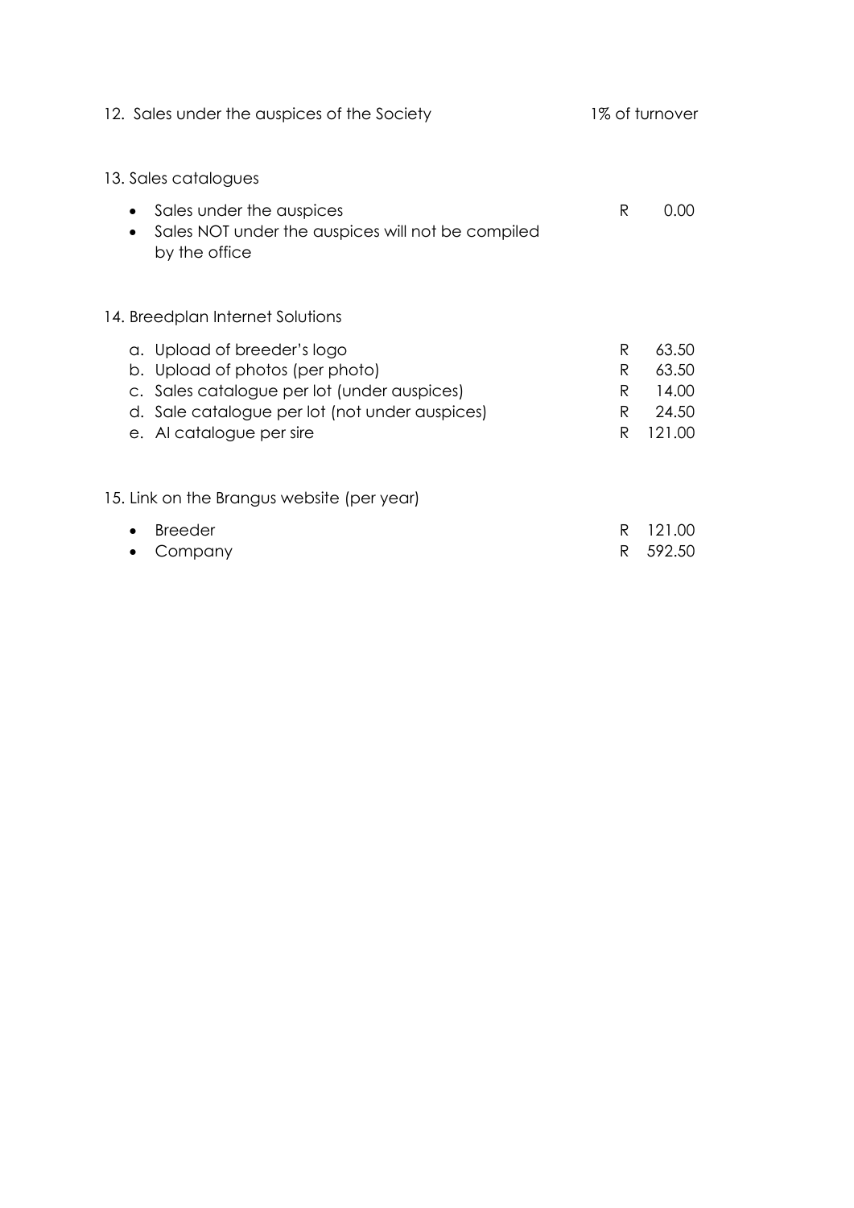12. Sales under the auspices of the Society — 1% of turnover

13. Sales catalogues

- Sales under the auspices — R 0.00
- Sales NOT under the auspices will not be compiled by the office

14. Breedplan Internet Solutions

| | | |
|---|---|---|
| a. Upload of breeder's logo | R | 63.50 |
| b. Upload of photos (per photo) | R | 63.50 |
| c. Sales catalogue per lot (under auspices) | R | 14.00 |
| d. Sale catalogue per lot (not under auspices) | R | 24.50 |
| e. AI catalogue per sire | R | 121.00 |

15. Link on the Brangus website (per year)

| | | |
|---|---|---|
| • Breeder | R | 121.00 |
| • Company | R | 592.50 |